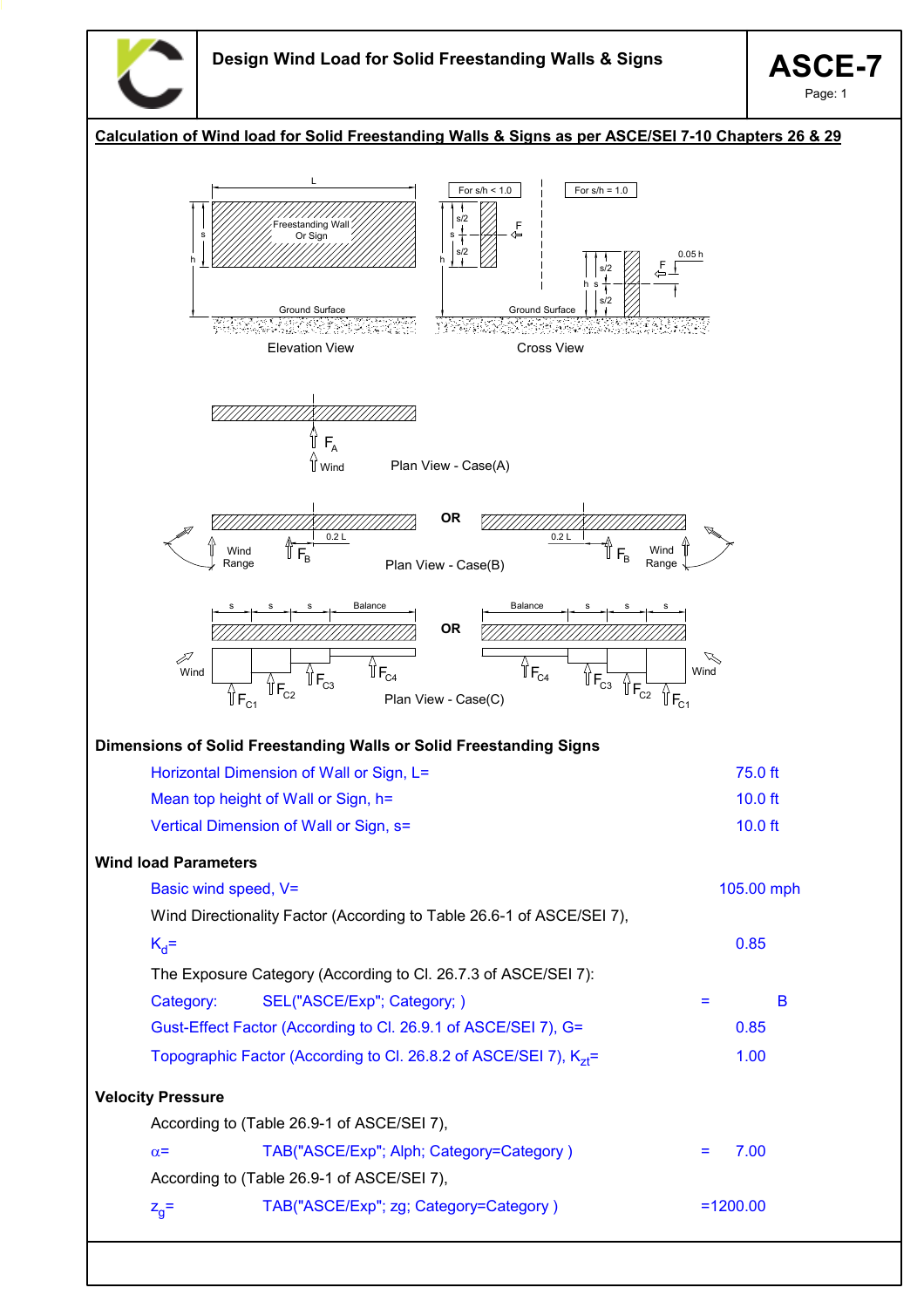# Design Wind Load for Solid Freestanding Walls & Signs

**ASCE-7**

**Calculation of Wind load for Solid Freestanding Walls & Signs as per ASCE/SEI 7-10 Chapters 26 & 29**

Elevation View

Cross View

Plan View - Case(A)

Plan View - Case(B)

Plan View - Case(C)

**Dimensions of Solid Freestanding Walls or Solid Freestanding Signs**

Horizontal Dimension of Wall or Sign, L= 75.0 ft

Mean top height of Wall or Sign, h= 10.0 ft

Vertical Dimension of Wall or Sign, s= 10.0 ft

**Wind load Parameters**

Basic wind speed, V= 105.00 mph

Wind Directionality Factor (According to Table 26.6-1 of ASCE/SEI 7),

$K_d$= 0.85

The Exposure Category (According to Cl. 26.7.3 of ASCE/SEI 7):

Category: SEL("ASCE/Exp"; Category; ) = B

Gust-Effect Factor (According to Cl. 26.9.1 of ASCE/SEI 7), G= 0.85

Topographic Factor (According to Cl. 26.8.2 of ASCE/SEI 7), $K_{zt}$= 1.00

**Velocity Pressure**

According to (Table 26.9-1 of ASCE/SEI 7),

$\alpha$= TAB("ASCE/Exp"; Alph; Category=Category ) = 7.00

According to (Table 26.9-1 of ASCE/SEI 7),

$z_g$= TAB("ASCE/Exp"; zg; Category=Category ) =1200.00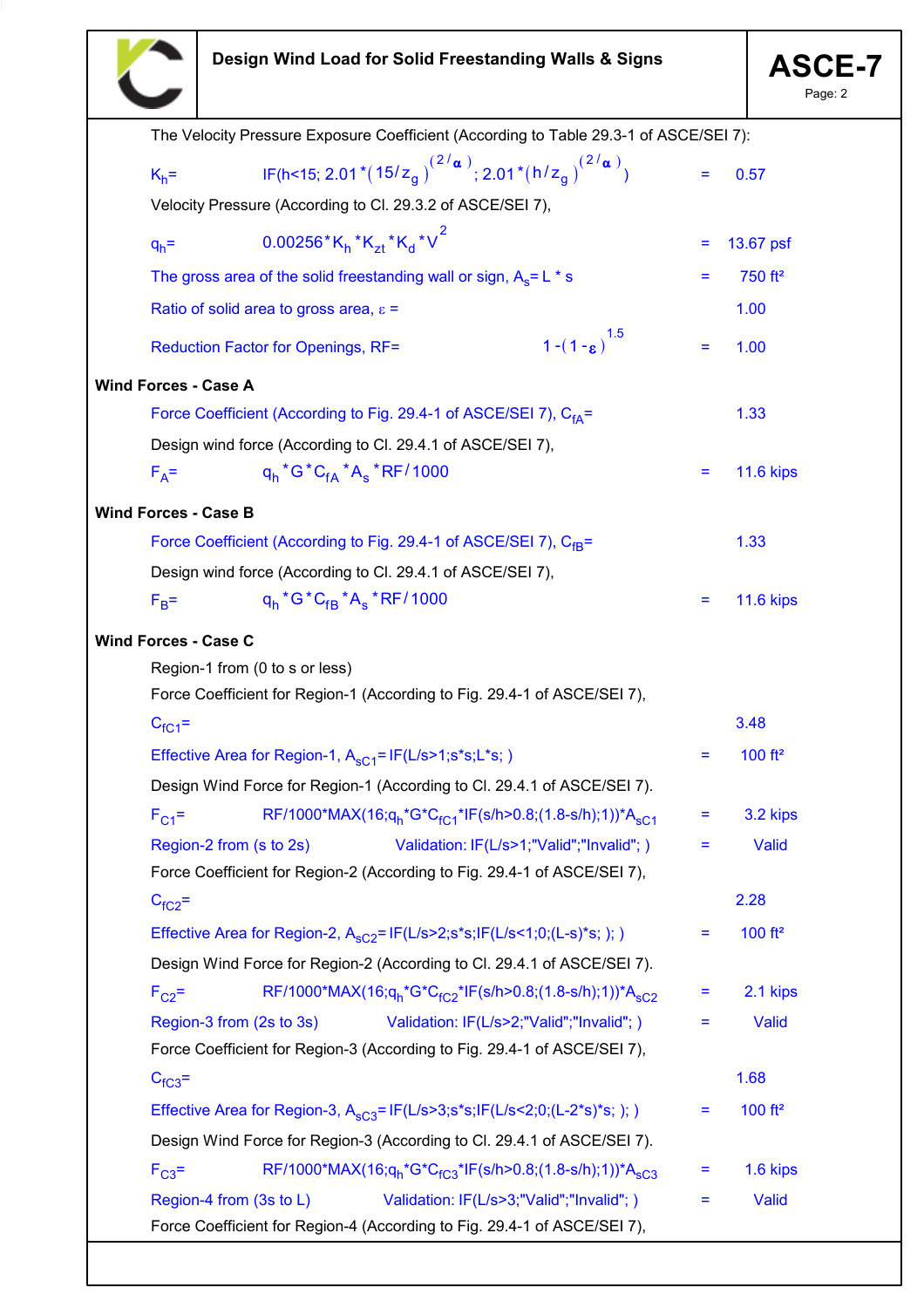The Velocity Pressure Exposure Coefficient (According to Table 29.3-1 of ASCE/SEI 7):

$K_h$= IF(h<15; $2.01*(15/z_g)^{(2/\alpha)}$; $2.01*(h/z_g)^{(2/\alpha)}$) = 0.57

Velocity Pressure (According to Cl. 29.3.2 of ASCE/SEI 7),

$q_h$= $0.00256*K_h*K_{zt}*K_d*V^2$ = 13.67 psf

The gross area of the solid freestanding wall or sign, $A_s$= L * s = 750 ft²

Ratio of solid area to gross area, $\varepsilon$ = 1.00

Reduction Factor for Openings, RF= $1-(1-\varepsilon)^{1.5}$ = 1.00

**Wind Forces - Case A**

Force Coefficient (According to Fig. 29.4-1 of ASCE/SEI 7), $C_{fA}$= 1.33

Design wind force (According to Cl. 29.4.1 of ASCE/SEI 7),

$F_A$= $q_h*G*C_{fA}*A_s*RF/1000$ = 11.6 kips

**Wind Forces - Case B**

Force Coefficient (According to Fig. 29.4-1 of ASCE/SEI 7), $C_{fB}$= 1.33

Design wind force (According to Cl. 29.4.1 of ASCE/SEI 7),

$F_B$= $q_h*G*C_{fB}*A_s*RF/1000$ = 11.6 kips

**Wind Forces - Case C**

Region-1 from (0 to s or less)

Force Coefficient for Region-1 (According to Fig. 29.4-1 of ASCE/SEI 7),

$C_{fC1}$= 3.48

Effective Area for Region-1, $A_{sC1}$= IF(L/s>1;s*s;L*s; ) = 100 ft²

Design Wind Force for Region-1 (According to Cl. 29.4.1 of ASCE/SEI 7).

$F_{C1}$= RF/1000*MAX(16;$q_h$*G*$C_{fC1}$*IF(s/h>0.8;(1.8-s/h);1))*$A_{sC1}$ = 3.2 kips

Region-2 from (s to 2s) Validation: IF(L/s>1;"Valid";"Invalid"; ) = Valid

Force Coefficient for Region-2 (According to Fig. 29.4-1 of ASCE/SEI 7),

$C_{fC2}$= 2.28

Effective Area for Region-2, $A_{sC2}$= IF(L/s>2;s*s;IF(L/s<1;0;(L-s)*s; ); ) = 100 ft²

Design Wind Force for Region-2 (According to Cl. 29.4.1 of ASCE/SEI 7).

$F_{C2}$= RF/1000*MAX(16;$q_h$*G*$C_{fC2}$*IF(s/h>0.8;(1.8-s/h);1))*$A_{sC2}$ = 2.1 kips

Region-3 from (2s to 3s) Validation: IF(L/s>2;"Valid";"Invalid"; ) = Valid

Force Coefficient for Region-3 (According to Fig. 29.4-1 of ASCE/SEI 7),

$C_{fC3}$= 1.68

Effective Area for Region-3, $A_{sC3}$= IF(L/s>3;s*s;IF(L/s<2;0;(L-2*s)*s; ); ) = 100 ft²

Design Wind Force for Region-3 (According to Cl. 29.4.1 of ASCE/SEI 7).

$F_{C3}$= RF/1000*MAX(16;$q_h$*G*$C_{fC3}$*IF(s/h>0.8;(1.8-s/h);1))*$A_{sC3}$ = 1.6 kips

Region-4 from (3s to L) Validation: IF(L/s>3;"Valid";"Invalid"; ) = Valid

Force Coefficient for Region-4 (According to Fig. 29.4-1 of ASCE/SEI 7),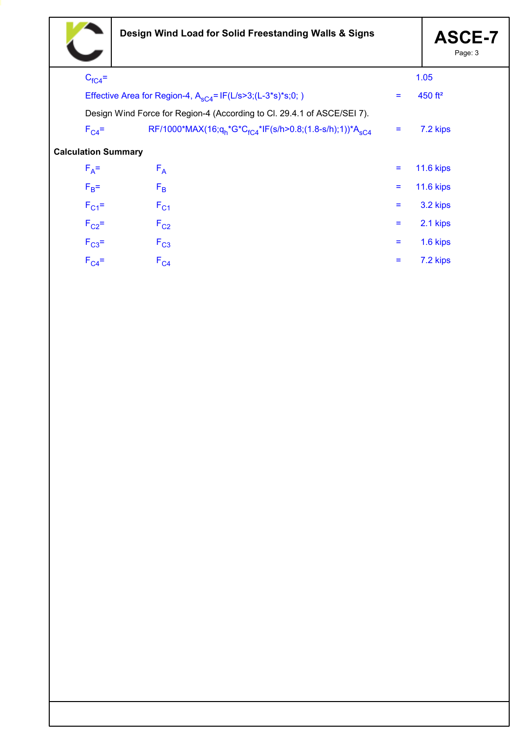$C_{fC4}$= 1.05

Effective Area for Region-4, $A_{sC4}$= IF(L/s>3;(L-3*s)*s;0; ) = 450 ft²

Design Wind Force for Region-4 (According to Cl. 29.4.1 of ASCE/SEI 7).

$F_{C4}$= RF/1000*MAX(16;$q_h$*G*$C_{fC4}$*IF(s/h>0.8;(1.8-s/h);1))*$A_{sC4}$ = 7.2 kips

**Calculation Summary**

| | | | |
|---|---|---|---|
| $F_A$= | $F_A$ | = | 11.6 kips |
| $F_B$= | $F_B$ | = | 11.6 kips |
| $F_{C1}$= | $F_{C1}$ | = | 3.2 kips |
| $F_{C2}$= | $F_{C2}$ | = | 2.1 kips |
| $F_{C3}$= | $F_{C3}$ | = | 1.6 kips |
| $F_{C4}$= | $F_{C4}$ | = | 7.2 kips |